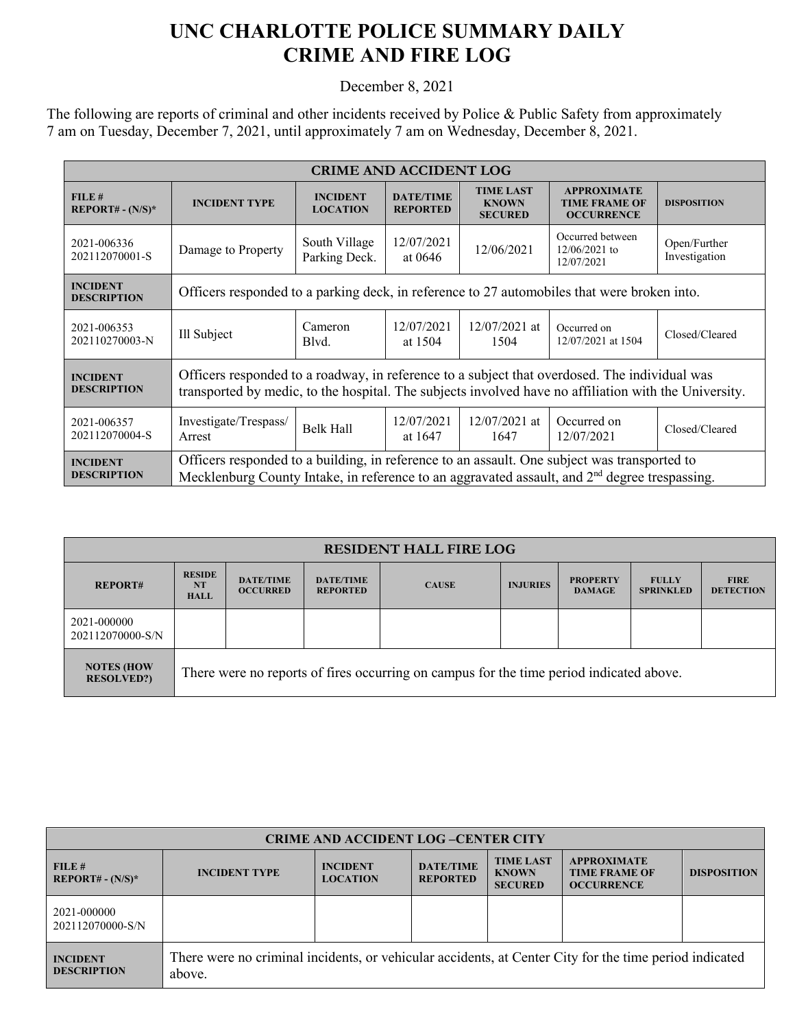# UNC CHARLOTTE POLICE SUMMARY DAILY CRIME AND FIRE LOG

December 8, 2021

The following are reports of criminal and other incidents received by Police & Public Safety from approximately 7 am on Tuesday, December 7, 2021, until approximately 7 am on Wednesday, December 8, 2021.

| CRIME AND ACCIDENT LOG | | | | | | |
|---|---|---|---|---|---|---|
| **FILE # REPORT# - (N/S)*** | **INCIDENT TYPE** | **INCIDENT LOCATION** | **DATE/TIME REPORTED** | **TIME LAST KNOWN SECURED** | **APPROXIMATE TIME FRAME OF OCCURRENCE** | **DISPOSITION** |
| 2021-006336 202112070001-S | Damage to Property | South Village Parking Deck. | 12/07/2021 at 0646 | 12/06/2021 | Occurred between 12/06/2021 to 12/07/2021 | Open/Further Investigation |
| **INCIDENT DESCRIPTION** | Officers responded to a parking deck, in reference to 27 automobiles that were broken into. | | | | | |
| 2021-006353 202110270003-N | Ill Subject | Cameron Blvd. | 12/07/2021 at 1504 | 12/07/2021 at 1504 | Occurred on 12/07/2021 at 1504 | Closed/Cleared |
| **INCIDENT DESCRIPTION** | Officers responded to a roadway, in reference to a subject that overdosed. The individual was transported by medic, to the hospital. The subjects involved have no affiliation with the University. | | | | | |
| 2021-006357 202112070004-S | Investigate/Trespass/ Arrest | Belk Hall | 12/07/2021 at 1647 | 12/07/2021 at 1647 | Occurred on 12/07/2021 | Closed/Cleared |
| **INCIDENT DESCRIPTION** | Officers responded to a building, in reference to an assault. One subject was transported to Mecklenburg County Intake, in reference to an aggravated assault, and 2nd degree trespassing. | | | | | |

| RESIDENT HALL FIRE LOG | | | | | | | | |
|---|---|---|---|---|---|---|---|---|
| **REPORT#** | **RESIDENT HALL** | **DATE/TIME OCCURRED** | **DATE/TIME REPORTED** | **CAUSE** | **INJURIES** | **PROPERTY DAMAGE** | **FULLY SPRINKLED** | **FIRE DETECTION** |
| 2021-000000 202112070000-S/N | | | | | | | | |
| **NOTES (HOW RESOLVED?)** | There were no reports of fires occurring on campus for the time period indicated above. | | | | | | | |

| CRIME AND ACCIDENT LOG –CENTER CITY | | | | | | |
|---|---|---|---|---|---|---|
| **FILE # REPORT# - (N/S)*** | **INCIDENT TYPE** | **INCIDENT LOCATION** | **DATE/TIME REPORTED** | **TIME LAST KNOWN SECURED** | **APPROXIMATE TIME FRAME OF OCCURRENCE** | **DISPOSITION** |
| 2021-000000 202112070000-S/N | | | | | | |
| **INCIDENT DESCRIPTION** | There were no criminal incidents, or vehicular accidents, at Center City for the time period indicated above. | | | | | |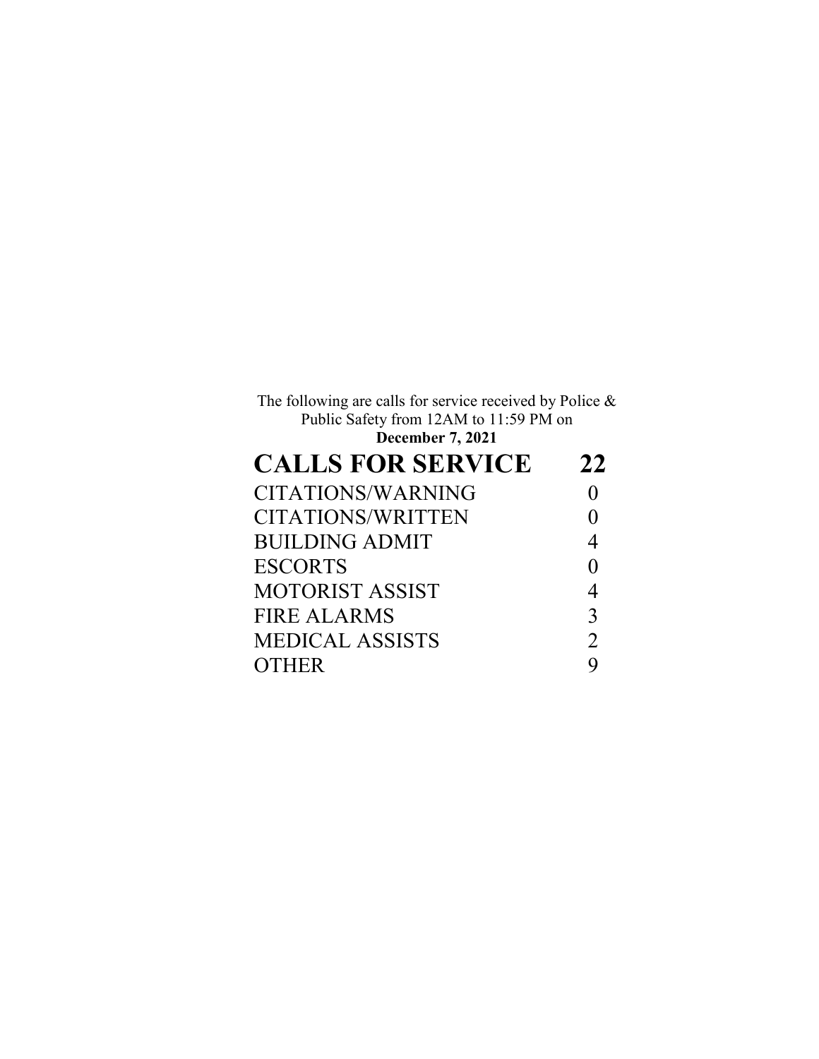The following are calls for service received by Police & Public Safety from 12AM to 11:59 PM on

**December 7, 2021**

| | |
|---|---|
| **CALLS FOR SERVICE** | **22** |
| CITATIONS/WARNING | 0 |
| CITATIONS/WRITTEN | 0 |
| BUILDING ADMIT | 4 |
| ESCORTS | 0 |
| MOTORIST ASSIST | 4 |
| FIRE ALARMS | 3 |
| MEDICAL ASSISTS | 2 |
| OTHER | 9 |